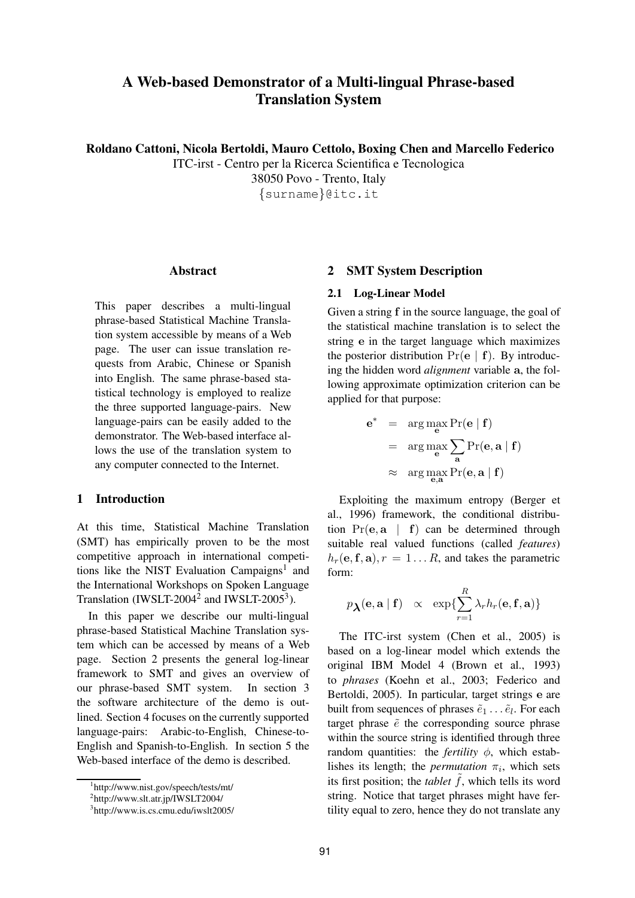# A Web-based Demonstrator of a Multi-lingual Phrase-based Translation System

**Roldano Cattoni, Nicola Bertoldi, Mauro Cettolo, Boxing Chen and Marcello Federico**

ITC-irst - Centro per la Ricerca Scientifica e Tecnologica
38050 Povo - Trento, Italy
{surname}@itc.it

## Abstract

This paper describes a multi-lingual phrase-based Statistical Machine Translation system accessible by means of a Web page. The user can issue translation requests from Arabic, Chinese or Spanish into English. The same phrase-based statistical technology is employed to realize the three supported language-pairs. New language-pairs can be easily added to the demonstrator. The Web-based interface allows the use of the translation system to any computer connected to the Internet.

## 1 Introduction

At this time, Statistical Machine Translation (SMT) has empirically proven to be the most competitive approach in international competitions like the NIST Evaluation Campaigns[1] and the International Workshops on Spoken Language Translation (IWSLT-2004[2] and IWSLT-2005[3]).

In this paper we describe our multi-lingual phrase-based Statistical Machine Translation system which can be accessed by means of a Web page. Section 2 presents the general log-linear framework to SMT and gives an overview of our phrase-based SMT system. In section 3 the software architecture of the demo is outlined. Section 4 focuses on the currently supported language-pairs: Arabic-to-English, Chinese-to-English and Spanish-to-English. In section 5 the Web-based interface of the demo is described.

[1] http://www.nist.gov/speech/tests/mt/

[2] http://www.slt.atr.jp/IWSLT2004/

[3] http://www.is.cs.cmu.edu/iwslt2005/

## 2 SMT System Description

### 2.1 Log-Linear Model

Given a string $\mathbf{f}$ in the source language, the goal of the statistical machine translation is to select the string $\mathbf{e}$ in the target language which maximizes the posterior distribution $\Pr(\mathbf{e} \mid \mathbf{f})$. By introducing the hidden word *alignment* variable $\mathbf{a}$, the following approximate optimization criterion can be applied for that purpose:

$$
\begin{aligned}
\mathbf{e}^* &= \arg\max_{\mathbf{e}} \Pr(\mathbf{e} \mid \mathbf{f}) \\
&= \arg\max_{\mathbf{e}} \sum_{\mathbf{a}} \Pr(\mathbf{e}, \mathbf{a} \mid \mathbf{f}) \\
&\approx \arg\max_{\mathbf{e},\mathbf{a}} \Pr(\mathbf{e}, \mathbf{a} \mid \mathbf{f})
\end{aligned}
$$

Exploiting the maximum entropy (Berger et al., 1996) framework, the conditional distribution $\Pr(\mathbf{e}, \mathbf{a} \mid \mathbf{f})$ can be determined through suitable real valued functions (called *features*) $h_r(\mathbf{e}, \mathbf{f}, \mathbf{a}), r = 1 \ldots R$, and takes the parametric form:

$$
p_{\boldsymbol{\lambda}}(\mathbf{e}, \mathbf{a} \mid \mathbf{f}) \quad \propto \quad \exp\{\sum_{r=1}^{R} \lambda_r h_r(\mathbf{e}, \mathbf{f}, \mathbf{a})\}
$$

The ITC-irst system (Chen et al., 2005) is based on a log-linear model which extends the original IBM Model 4 (Brown et al., 1993) to *phrases* (Koehn et al., 2003; Federico and Bertoldi, 2005). In particular, target strings $\mathbf{e}$ are built from sequences of phrases $\tilde{e}_1 \ldots \tilde{e}_l$. For each target phrase $\tilde{e}$ the corresponding source phrase within the source string is identified through three random quantities: the *fertility* $\phi$, which establishes its length; the *permutation* $\pi_i$, which sets its first position; the *tablet* $\tilde{f}$, which tells its word string. Notice that target phrases might have fertility equal to zero, hence they do not translate any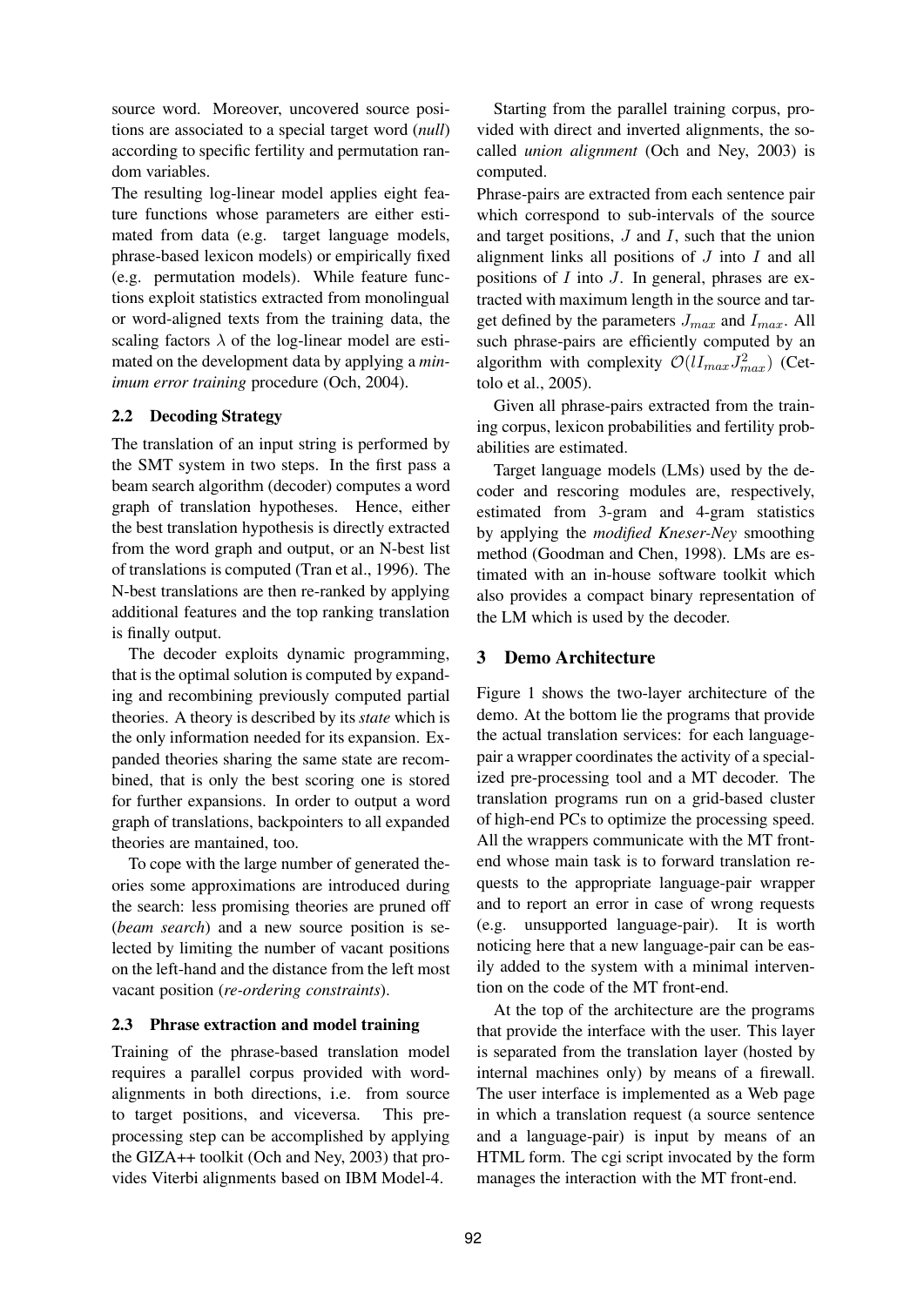source word. Moreover, uncovered source positions are associated to a special target word (*null*) according to specific fertility and permutation random variables.

The resulting log-linear model applies eight feature functions whose parameters are either estimated from data (e.g. target language models, phrase-based lexicon models) or empirically fixed (e.g. permutation models). While feature functions exploit statistics extracted from monolingual or word-aligned texts from the training data, the scaling factors $\lambda$ of the log-linear model are estimated on the development data by applying a *minimum error training* procedure (Och, 2004).

### 2.2 Decoding Strategy

The translation of an input string is performed by the SMT system in two steps. In the first pass a beam search algorithm (decoder) computes a word graph of translation hypotheses. Hence, either the best translation hypothesis is directly extracted from the word graph and output, or an N-best list of translations is computed (Tran et al., 1996). The N-best translations are then re-ranked by applying additional features and the top ranking translation is finally output.

The decoder exploits dynamic programming, that is the optimal solution is computed by expanding and recombining previously computed partial theories. A theory is described by its *state* which is the only information needed for its expansion. Expanded theories sharing the same state are recombined, that is only the best scoring one is stored for further expansions. In order to output a word graph of translations, backpointers to all expanded theories are mantained, too.

To cope with the large number of generated theories some approximations are introduced during the search: less promising theories are pruned off (*beam search*) and a new source position is selected by limiting the number of vacant positions on the left-hand and the distance from the left most vacant position (*re-ordering constraints*).

### 2.3 Phrase extraction and model training

Training of the phrase-based translation model requires a parallel corpus provided with word-alignments in both directions, i.e. from source to target positions, and viceversa. This preprocessing step can be accomplished by applying the GIZA++ toolkit (Och and Ney, 2003) that provides Viterbi alignments based on IBM Model-4.

Starting from the parallel training corpus, provided with direct and inverted alignments, the so-called *union alignment* (Och and Ney, 2003) is computed.

Phrase-pairs are extracted from each sentence pair which correspond to sub-intervals of the source and target positions, $J$ and $I$, such that the union alignment links all positions of $J$ into $I$ and all positions of $I$ into $J$. In general, phrases are extracted with maximum length in the source and target defined by the parameters $J_{max}$ and $I_{max}$. All such phrase-pairs are efficiently computed by an algorithm with complexity $\mathcal{O}(lI_{max}J_{max}^2)$ (Cettolo et al., 2005).

Given all phrase-pairs extracted from the training corpus, lexicon probabilities and fertility probabilities are estimated.

Target language models (LMs) used by the decoder and rescoring modules are, respectively, estimated from 3-gram and 4-gram statistics by applying the *modified Kneser-Ney* smoothing method (Goodman and Chen, 1998). LMs are estimated with an in-house software toolkit which also provides a compact binary representation of the LM which is used by the decoder.

## 3 Demo Architecture

Figure 1 shows the two-layer architecture of the demo. At the bottom lie the programs that provide the actual translation services: for each language-pair a wrapper coordinates the activity of a specialized pre-processing tool and a MT decoder. The translation programs run on a grid-based cluster of high-end PCs to optimize the processing speed. All the wrappers communicate with the MT front-end whose main task is to forward translation requests to the appropriate language-pair wrapper and to report an error in case of wrong requests (e.g. unsupported language-pair). It is worth noticing here that a new language-pair can be easily added to the system with a minimal intervention on the code of the MT front-end.

At the top of the architecture are the programs that provide the interface with the user. This layer is separated from the translation layer (hosted by internal machines only) by means of a firewall. The user interface is implemented as a Web page in which a translation request (a source sentence and a language-pair) is input by means of an HTML form. The cgi script invocated by the form manages the interaction with the MT front-end.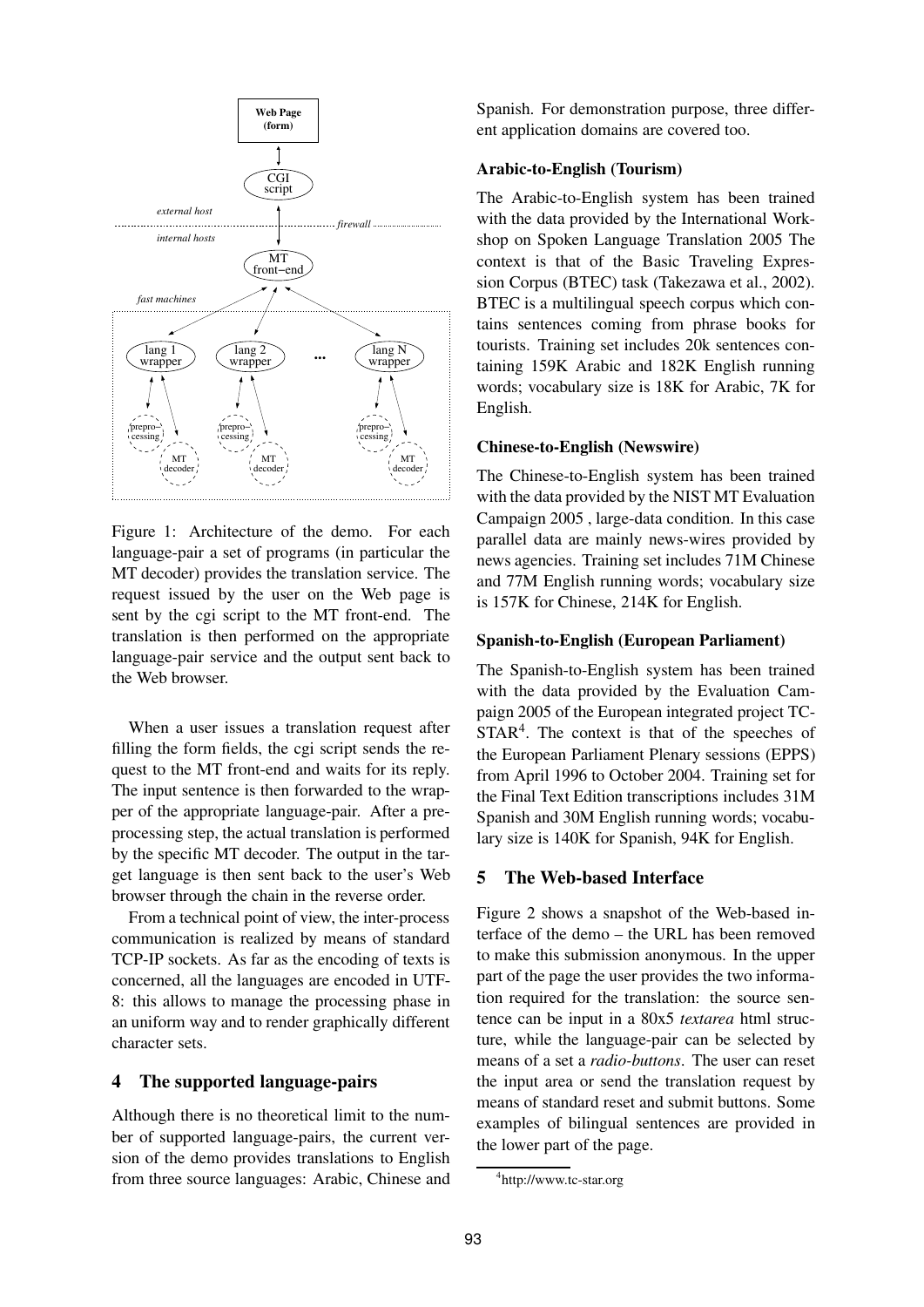Figure 1: Architecture of the demo. For each language-pair a set of programs (in particular the MT decoder) provides the translation service. The request issued by the user on the Web page is sent by the cgi script to the MT front-end. The translation is then performed on the appropriate language-pair service and the output sent back to the Web browser.

When a user issues a translation request after filling the form fields, the cgi script sends the request to the MT front-end and waits for its reply. The input sentence is then forwarded to the wrapper of the appropriate language-pair. After a preprocessing step, the actual translation is performed by the specific MT decoder. The output in the target language is then sent back to the user's Web browser through the chain in the reverse order.

From a technical point of view, the inter-process communication is realized by means of standard TCP-IP sockets. As far as the encoding of texts is concerned, all the languages are encoded in UTF-8: this allows to manage the processing phase in an uniform way and to render graphically different character sets.

## 4 The supported language-pairs

Although there is no theoretical limit to the number of supported language-pairs, the current version of the demo provides translations to English from three source languages: Arabic, Chinese and Spanish. For demonstration purpose, three different application domains are covered too.

### Arabic-to-English (Tourism)

The Arabic-to-English system has been trained with the data provided by the International Workshop on Spoken Language Translation 2005 The context is that of the Basic Traveling Expression Corpus (BTEC) task (Takezawa et al., 2002). BTEC is a multilingual speech corpus which contains sentences coming from phrase books for tourists. Training set includes 20k sentences containing 159K Arabic and 182K English running words; vocabulary size is 18K for Arabic, 7K for English.

### Chinese-to-English (Newswire)

The Chinese-to-English system has been trained with the data provided by the NIST MT Evaluation Campaign 2005 , large-data condition. In this case parallel data are mainly news-wires provided by news agencies. Training set includes 71M Chinese and 77M English running words; vocabulary size is 157K for Chinese, 214K for English.

### Spanish-to-English (European Parliament)

The Spanish-to-English system has been trained with the data provided by the Evaluation Campaign 2005 of the European integrated project TC-STAR[4]. The context is that of the speeches of the European Parliament Plenary sessions (EPPS) from April 1996 to October 2004. Training set for the Final Text Edition transcriptions includes 31M Spanish and 30M English running words; vocabulary size is 140K for Spanish, 94K for English.

## 5 The Web-based Interface

Figure 2 shows a snapshot of the Web-based interface of the demo – the URL has been removed to make this submission anonymous. In the upper part of the page the user provides the two information required for the translation: the source sentence can be input in a 80x5 *textarea* html structure, while the language-pair can be selected by means of a set a *radio-buttons*. The user can reset the input area or send the translation request by means of standard reset and submit buttons. Some examples of bilingual sentences are provided in the lower part of the page.

[4]http://www.tc-star.org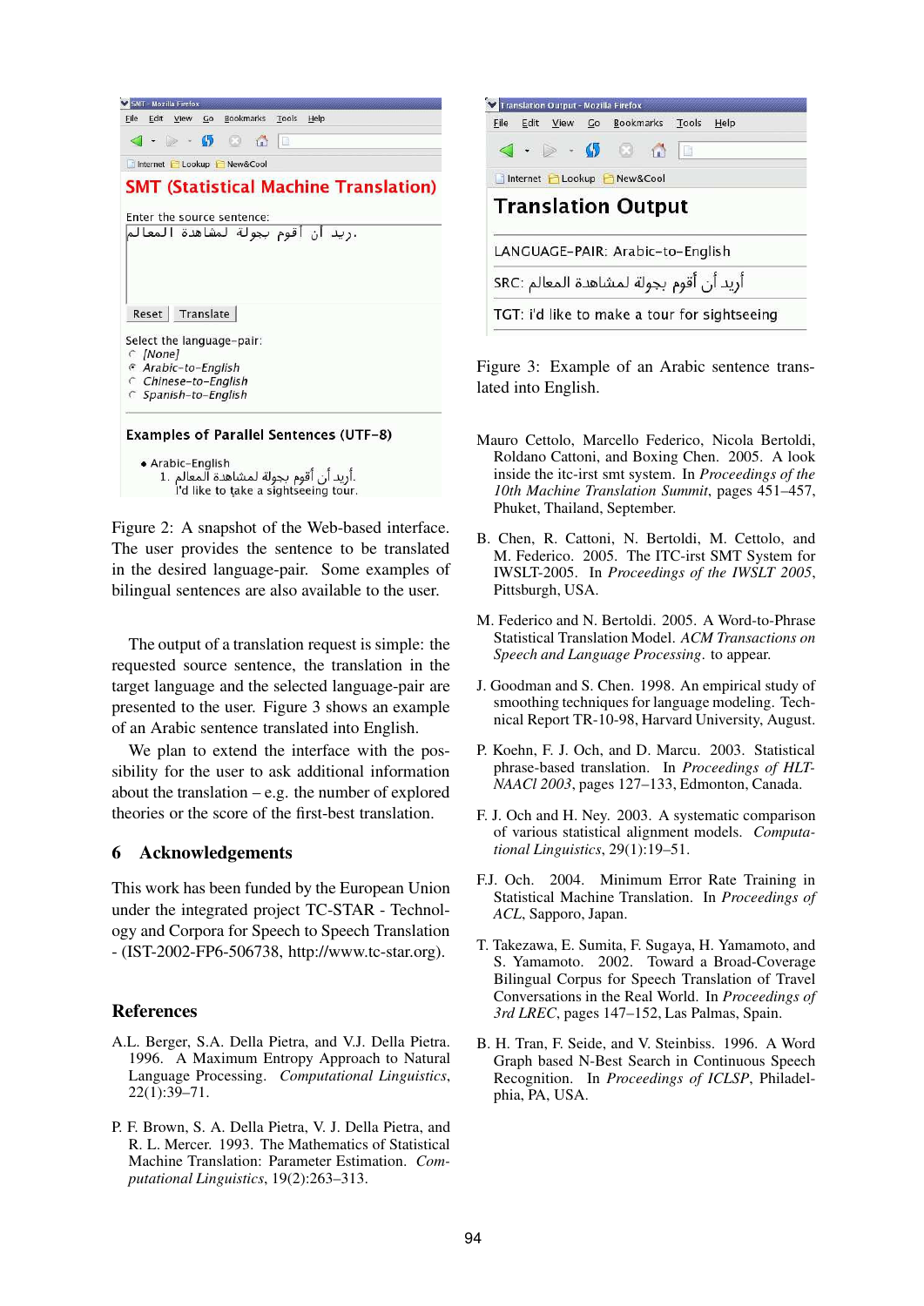Figure 2: A snapshot of the Web-based interface. The user provides the sentence to be translated in the desired language-pair. Some examples of bilingual sentences are also available to the user.

The output of a translation request is simple: the requested source sentence, the translation in the target language and the selected language-pair are presented to the user. Figure 3 shows an example of an Arabic sentence translated into English.

We plan to extend the interface with the possibility for the user to ask additional information about the translation – e.g. the number of explored theories or the score of the first-best translation.

## 6 Acknowledgements

This work has been funded by the European Union under the integrated project TC-STAR - Technology and Corpora for Speech to Speech Translation - (IST-2002-FP6-506738, http://www.tc-star.org).

## References

A.L. Berger, S.A. Della Pietra, and V.J. Della Pietra. 1996. A Maximum Entropy Approach to Natural Language Processing. *Computational Linguistics*, 22(1):39–71.

P. F. Brown, S. A. Della Pietra, V. J. Della Pietra, and R. L. Mercer. 1993. The Mathematics of Statistical Machine Translation: Parameter Estimation. *Computational Linguistics*, 19(2):263–313.

Figure 3: Example of an Arabic sentence translated into English.

Mauro Cettolo, Marcello Federico, Nicola Bertoldi, Roldano Cattoni, and Boxing Chen. 2005. A look inside the itc-irst smt system. In *Proceedings of the 10th Machine Translation Summit*, pages 451–457, Phuket, Thailand, September.

B. Chen, R. Cattoni, N. Bertoldi, M. Cettolo, and M. Federico. 2005. The ITC-irst SMT System for IWSLT-2005. In *Proceedings of the IWSLT 2005*, Pittsburgh, USA.

M. Federico and N. Bertoldi. 2005. A Word-to-Phrase Statistical Translation Model. *ACM Transactions on Speech and Language Processing*. to appear.

J. Goodman and S. Chen. 1998. An empirical study of smoothing techniques for language modeling. Technical Report TR-10-98, Harvard University, August.

P. Koehn, F. J. Och, and D. Marcu. 2003. Statistical phrase-based translation. In *Proceedings of HLT-NAACl 2003*, pages 127–133, Edmonton, Canada.

F. J. Och and H. Ney. 2003. A systematic comparison of various statistical alignment models. *Computational Linguistics*, 29(1):19–51.

F.J. Och. 2004. Minimum Error Rate Training in Statistical Machine Translation. In *Proceedings of ACL*, Sapporo, Japan.

T. Takezawa, E. Sumita, F. Sugaya, H. Yamamoto, and S. Yamamoto. 2002. Toward a Broad-Coverage Bilingual Corpus for Speech Translation of Travel Conversations in the Real World. In *Proceedings of 3rd LREC*, pages 147–152, Las Palmas, Spain.

B. H. Tran, F. Seide, and V. Steinbiss. 1996. A Word Graph based N-Best Search in Continuous Speech Recognition. In *Proceedings of ICLSP*, Philadelphia, PA, USA.